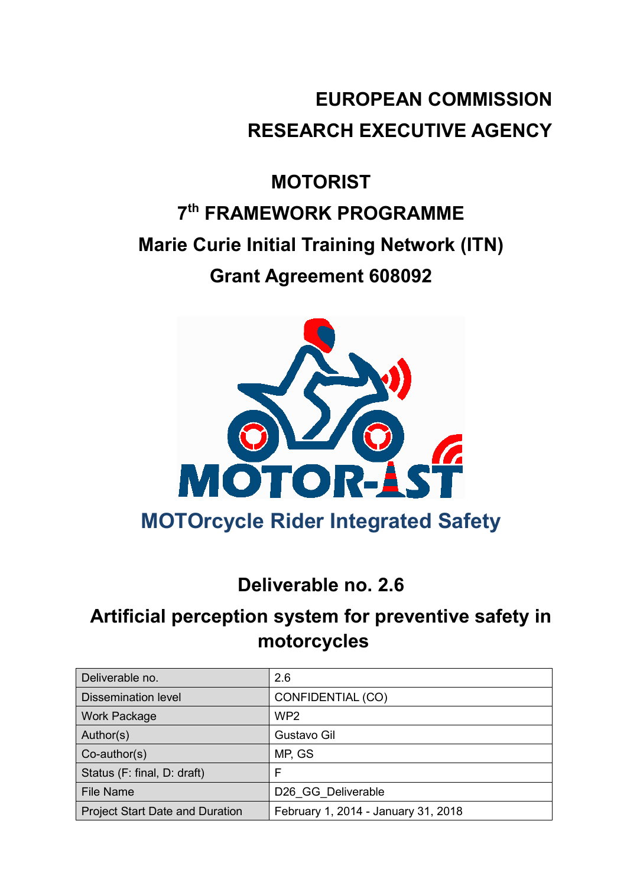# EUROPEAN COMMISSION

# RESEARCH EXECUTIVE AGENCY

## MOTORIST

## 7th FRAMEWORK PROGRAMME

## Marie Curie Initial Training Network (ITN)

## Grant Agreement 608092

MOTOR-IST

MOTOrcycle Rider Integrated Safety

## Deliverable no. 2.6

## Artificial perception system for preventive safety in motorcycles

| | |
|---|---|
| Deliverable no. | 2.6 |
| Dissemination level | CONFIDENTIAL (CO) |
| Work Package | WP2 |
| Author(s) | Gustavo Gil |
| Co-author(s) | MP, GS |
| Status (F: final, D: draft) | F |
| File Name | D26_GG_Deliverable |
| Project Start Date and Duration | February 1, 2014 - January 31, 2018 |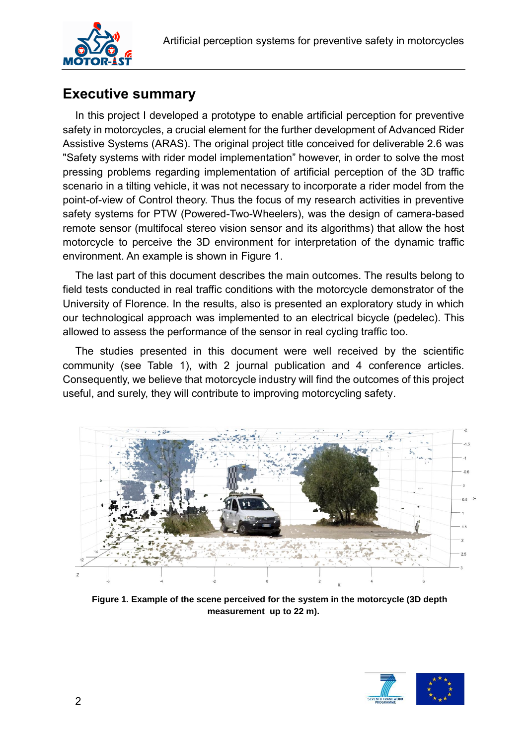## Executive summary

In this project I developed a prototype to enable artificial perception for preventive safety in motorcycles, a crucial element for the further development of Advanced Rider Assistive Systems (ARAS). The original project title conceived for deliverable 2.6 was "Safety systems with rider model implementation" however, in order to solve the most pressing problems regarding implementation of artificial perception of the 3D traffic scenario in a tilting vehicle, it was not necessary to incorporate a rider model from the point-of-view of Control theory. Thus the focus of my research activities in preventive safety systems for PTW (Powered-Two-Wheelers), was the design of camera-based remote sensor (multifocal stereo vision sensor and its algorithms) that allow the host motorcycle to perceive the 3D environment for interpretation of the dynamic traffic environment. An example is shown in Figure 1.

The last part of this document describes the main outcomes. The results belong to field tests conducted in real traffic conditions with the motorcycle demonstrator of the University of Florence. In the results, also is presented an exploratory study in which our technological approach was implemented to an electrical bicycle (pedelec). This allowed to assess the performance of the sensor in real cycling traffic too.

The studies presented in this document were well received by the scientific community (see Table 1), with 2 journal publication and 4 conference articles. Consequently, we believe that motorcycle industry will find the outcomes of this project useful, and surely, they will contribute to improving motorcycling safety.

**Figure 1. Example of the scene perceived for the system in the motorcycle (3D depth measurement up to 22 m).**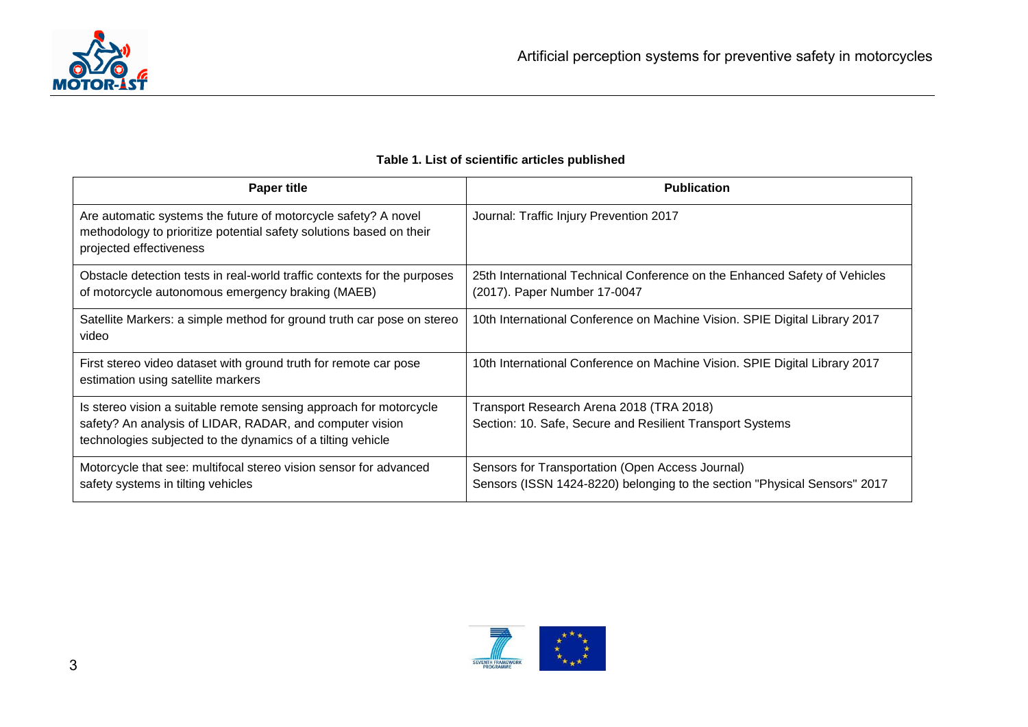**Table 1. List of scientific articles published**

| Paper title | Publication |
|---|---|
| Are automatic systems the future of motorcycle safety? A novel methodology to prioritize potential safety solutions based on their projected effectiveness | Journal: Traffic Injury Prevention 2017 |
| Obstacle detection tests in real-world traffic contexts for the purposes of motorcycle autonomous emergency braking (MAEB) | 25th International Technical Conference on the Enhanced Safety of Vehicles (2017). Paper Number 17-0047 |
| Satellite Markers: a simple method for ground truth car pose on stereo video | 10th International Conference on Machine Vision. SPIE Digital Library 2017 |
| First stereo video dataset with ground truth for remote car pose estimation using satellite markers | 10th International Conference on Machine Vision. SPIE Digital Library 2017 |
| Is stereo vision a suitable remote sensing approach for motorcycle safety? An analysis of LIDAR, RADAR, and computer vision technologies subjected to the dynamics of a tilting vehicle | Transport Research Arena 2018 (TRA 2018)<br>Section: 10. Safe, Secure and Resilient Transport Systems |
| Motorcycle that see: multifocal stereo vision sensor for advanced safety systems in tilting vehicles | Sensors for Transportation (Open Access Journal)<br>Sensors (ISSN 1424-8220) belonging to the section "Physical Sensors" 2017 |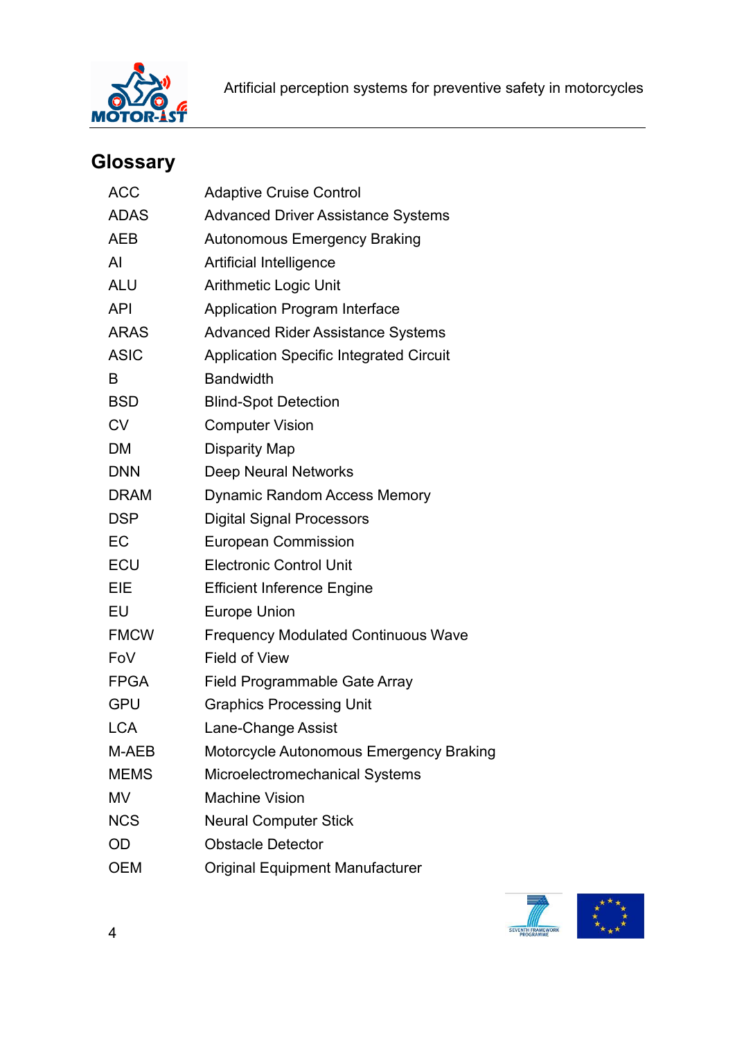## Glossary

| | |
|---|---|
| ACC | Adaptive Cruise Control |
| ADAS | Advanced Driver Assistance Systems |
| AEB | Autonomous Emergency Braking |
| AI | Artificial Intelligence |
| ALU | Arithmetic Logic Unit |
| API | Application Program Interface |
| ARAS | Advanced Rider Assistance Systems |
| ASIC | Application Specific Integrated Circuit |
| B | Bandwidth |
| BSD | Blind-Spot Detection |
| CV | Computer Vision |
| DM | Disparity Map |
| DNN | Deep Neural Networks |
| DRAM | Dynamic Random Access Memory |
| DSP | Digital Signal Processors |
| EC | European Commission |
| ECU | Electronic Control Unit |
| EIE | Efficient Inference Engine |
| EU | Europe Union |
| FMCW | Frequency Modulated Continuous Wave |
| FoV | Field of View |
| FPGA | Field Programmable Gate Array |
| GPU | Graphics Processing Unit |
| LCA | Lane-Change Assist |
| M-AEB | Motorcycle Autonomous Emergency Braking |
| MEMS | Microelectromechanical Systems |
| MV | Machine Vision |
| NCS | Neural Computer Stick |
| OD | Obstacle Detector |
| OEM | Original Equipment Manufacturer |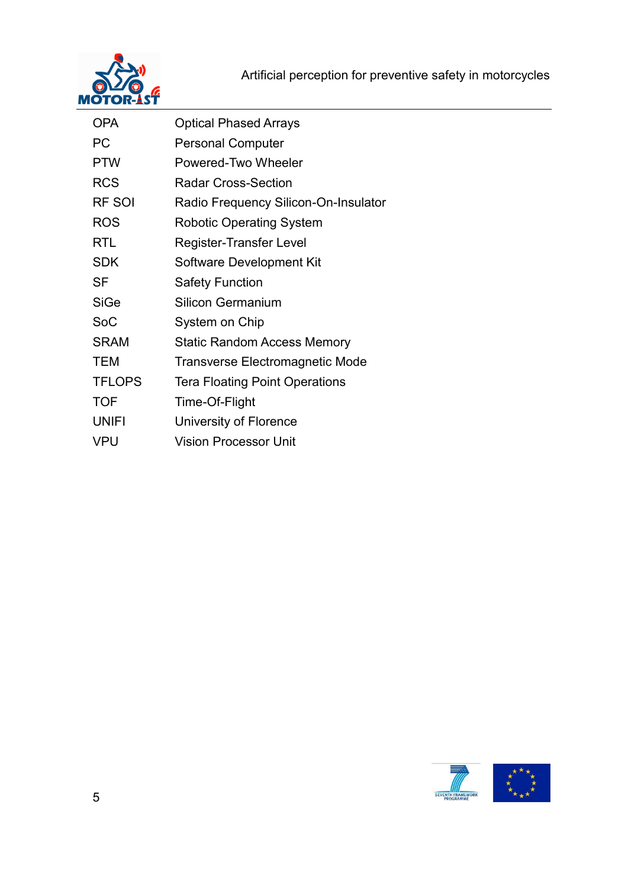| | |
|---|---|
| OPA | Optical Phased Arrays |
| PC | Personal Computer |
| PTW | Powered-Two Wheeler |
| RCS | Radar Cross-Section |
| RF SOI | Radio Frequency Silicon-On-Insulator |
| ROS | Robotic Operating System |
| RTL | Register-Transfer Level |
| SDK | Software Development Kit |
| SF | Safety Function |
| SiGe | Silicon Germanium |
| SoC | System on Chip |
| SRAM | Static Random Access Memory |
| TEM | Transverse Electromagnetic Mode |
| TFLOPS | Tera Floating Point Operations |
| TOF | Time-Of-Flight |
| UNIFI | University of Florence |
| VPU | Vision Processor Unit |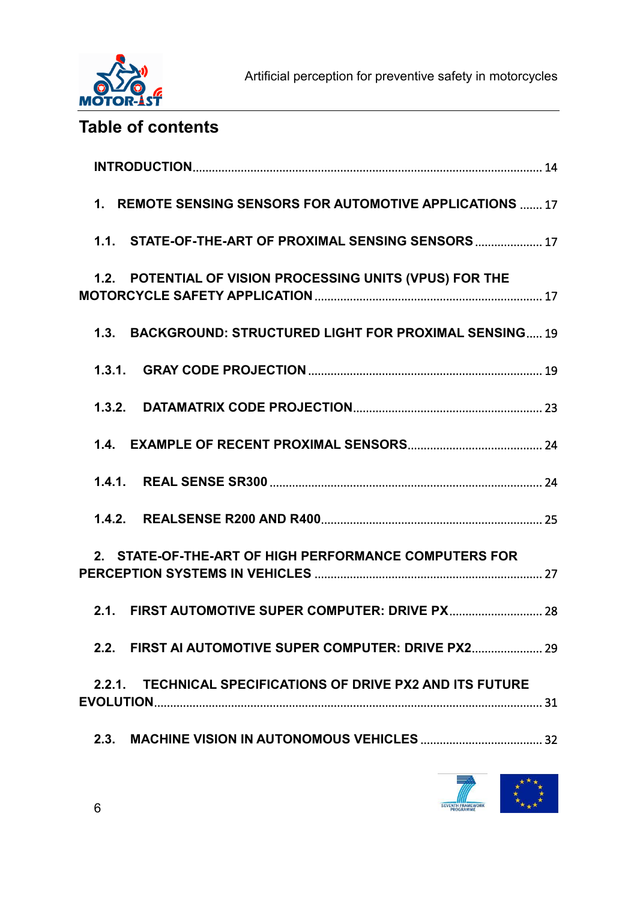## Table of contents

INTRODUCTION ........................................................................................................ 14

1. REMOTE SENSING SENSORS FOR AUTOMOTIVE APPLICATIONS ....... 17

1.1. STATE-OF-THE-ART OF PROXIMAL SENSING SENSORS ..................... 17

1.2. POTENTIAL OF VISION PROCESSING UNITS (VPUS) FOR THE MOTORCYCLE SAFETY APPLICATION ..................................................................... 17

1.3. BACKGROUND: STRUCTURED LIGHT FOR PROXIMAL SENSING..... 19

1.3.1. GRAY CODE PROJECTION ....................................................................... 19

1.3.2. DATAMATRIX CODE PROJECTION........................................................... 23

1.4. EXAMPLE OF RECENT PROXIMAL SENSORS.......................................... 24

1.4.1. REAL SENSE SR300 .................................................................................... 24

1.4.2. REALSENSE R200 AND R400..................................................................... 25

2. STATE-OF-THE-ART OF HIGH PERFORMANCE COMPUTERS FOR PERCEPTION SYSTEMS IN VEHICLES ...................................................................... 27

2.1. FIRST AUTOMOTIVE SUPER COMPUTER: DRIVE PX............................. 28

2.2. FIRST AI AUTOMOTIVE SUPER COMPUTER: DRIVE PX2...................... 29

2.2.1. TECHNICAL SPECIFICATIONS OF DRIVE PX2 AND ITS FUTURE EVOLUTION........................................................................................................................ 31

2.3. MACHINE VISION IN AUTONOMOUS VEHICLES ..................................... 32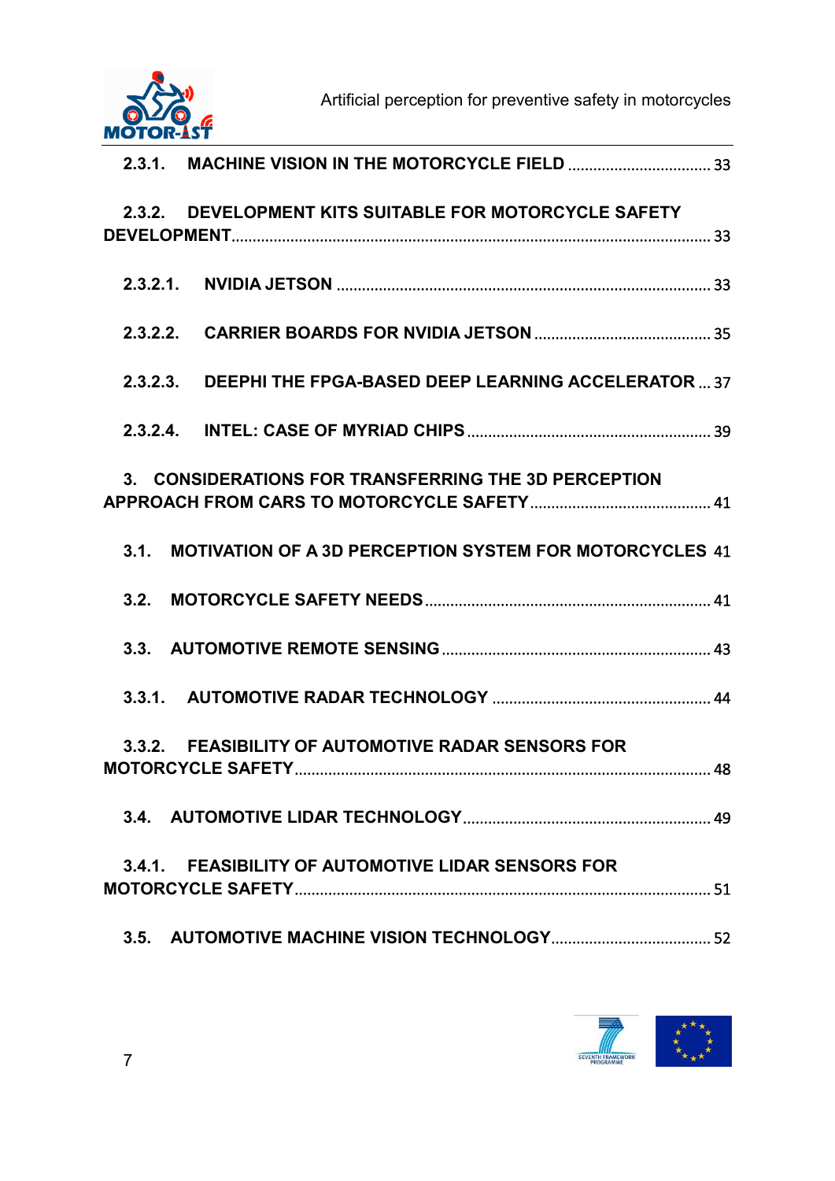2.3.1. MACHINE VISION IN THE MOTORCYCLE FIELD ................................. 33

2.3.2. DEVELOPMENT KITS SUITABLE FOR MOTORCYCLE SAFETY DEVELOPMENT ................................................................................................. 33

2.3.2.1. NVIDIA JETSON ....................................................................................... 33

2.3.2.2. CARRIER BOARDS FOR NVIDIA JETSON .......................................... 35

2.3.2.3. DEEPHI THE FPGA-BASED DEEP LEARNING ACCELERATOR ... 37

2.3.2.4. INTEL: CASE OF MYRIAD CHIPS ......................................................... 39

3. CONSIDERATIONS FOR TRANSFERRING THE 3D PERCEPTION APPROACH FROM CARS TO MOTORCYCLE SAFETY ........................................... 41

3.1. MOTIVATION OF A 3D PERCEPTION SYSTEM FOR MOTORCYCLES 41

3.2. MOTORCYCLE SAFETY NEEDS ................................................................... 41

3.3. AUTOMOTIVE REMOTE SENSING ............................................................... 43

3.3.1. AUTOMOTIVE RADAR TECHNOLOGY ................................................... 44

3.3.2. FEASIBILITY OF AUTOMOTIVE RADAR SENSORS FOR MOTORCYCLE SAFETY ................................................................................................. 48

3.4. AUTOMOTIVE LIDAR TECHNOLOGY .......................................................... 49

3.4.1. FEASIBILITY OF AUTOMOTIVE LIDAR SENSORS FOR MOTORCYCLE SAFETY ................................................................................................. 51

3.5. AUTOMOTIVE MACHINE VISION TECHNOLOGY ..................................... 52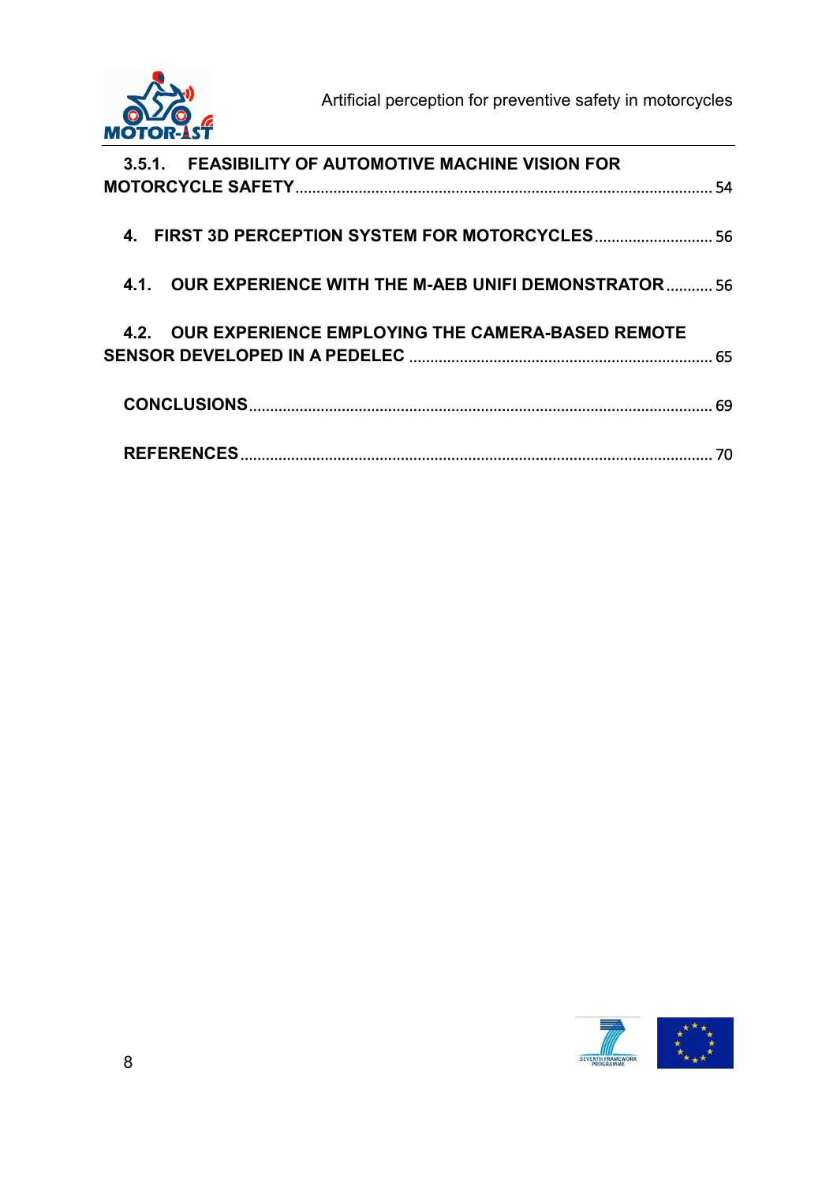3.5.1. FEASIBILITY OF AUTOMOTIVE MACHINE VISION FOR MOTORCYCLE SAFETY .......... 54

4. FIRST 3D PERCEPTION SYSTEM FOR MOTORCYCLES .......... 56

4.1. OUR EXPERIENCE WITH THE M-AEB UNIFI DEMONSTRATOR .......... 56

4.2. OUR EXPERIENCE EMPLOYING THE CAMERA-BASED REMOTE SENSOR DEVELOPED IN A PEDELEC .......... 65

CONCLUSIONS .......... 69

REFERENCES .......... 70